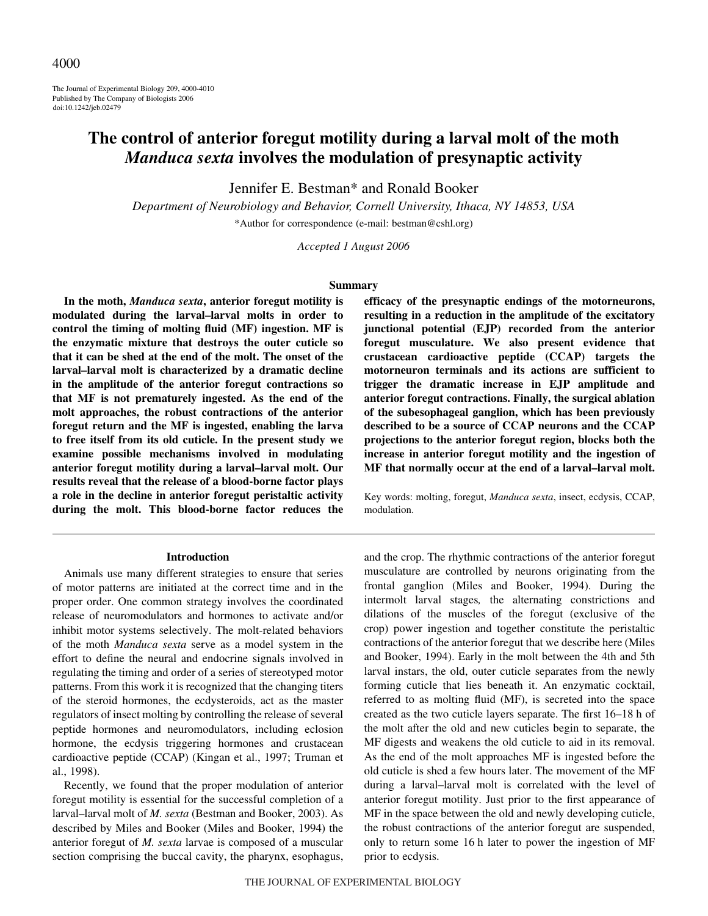# The control of anterior foregut motility during a larval molt of the moth *Manduca sexta* involves the modulation of presynaptic activity

Jennifer E. Bestman* and Ronald Booker

*Department of Neurobiology and Behavior, Cornell University, Ithaca, NY 14853, USA*

*Author for correspondence (e-mail: bestman@cshl.org)

*Accepted 1 August 2006*

## Summary

**In the moth, *Manduca sexta*, anterior foregut motility is modulated during the larval–larval molts in order to control the timing of molting fluid (MF) ingestion. MF is the enzymatic mixture that destroys the outer cuticle so that it can be shed at the end of the molt. The onset of the larval–larval molt is characterized by a dramatic decline in the amplitude of the anterior foregut contractions so that MF is not prematurely ingested. As the end of the molt approaches, the robust contractions of the anterior foregut return and the MF is ingested, enabling the larva to free itself from its old cuticle. In the present study we examine possible mechanisms involved in modulating anterior foregut motility during a larval–larval molt. Our results reveal that the release of a blood-borne factor plays a role in the decline in anterior foregut peristaltic activity during the molt. This blood-borne factor reduces the efficacy of the presynaptic endings of the motorneurons, resulting in a reduction in the amplitude of the excitatory junctional potential (EJP) recorded from the anterior foregut musculature. We also present evidence that crustacean cardioactive peptide (CCAP) targets the motorneuron terminals and its actions are sufficient to trigger the dramatic increase in EJP amplitude and anterior foregut contractions. Finally, the surgical ablation of the subesophageal ganglion, which has been previously described to be a source of CCAP neurons and the CCAP projections to the anterior foregut region, blocks both the increase in anterior foregut motility and the ingestion of MF that normally occur at the end of a larval–larval molt.**

Key words: molting, foregut, *Manduca sexta*, insect, ecdysis, CCAP, modulation.

## Introduction

Animals use many different strategies to ensure that series of motor patterns are initiated at the correct time and in the proper order. One common strategy involves the coordinated release of neuromodulators and hormones to activate and/or inhibit motor systems selectively. The molt-related behaviors of the moth *Manduca sexta* serve as a model system in the effort to define the neural and endocrine signals involved in regulating the timing and order of a series of stereotyped motor patterns. From this work it is recognized that the changing titers of the steroid hormones, the ecdysteroids, act as the master regulators of insect molting by controlling the release of several peptide hormones and neuromodulators, including eclosion hormone, the ecdysis triggering hormones and crustacean cardioactive peptide (CCAP) (Kingan et al., 1997; Truman et al., 1998).

Recently, we found that the proper modulation of anterior foregut motility is essential for the successful completion of a larval–larval molt of *M. sexta* (Bestman and Booker, 2003). As described by Miles and Booker (Miles and Booker, 1994) the anterior foregut of *M. sexta* larvae is composed of a muscular section comprising the buccal cavity, the pharynx, esophagus, and the crop. The rhythmic contractions of the anterior foregut musculature are controlled by neurons originating from the frontal ganglion (Miles and Booker, 1994). During the intermolt larval stages, the alternating constrictions and dilations of the muscles of the foregut (exclusive of the crop) power ingestion and together constitute the peristaltic contractions of the anterior foregut that we describe here (Miles and Booker, 1994). Early in the molt between the 4th and 5th larval instars, the old, outer cuticle separates from the newly forming cuticle that lies beneath it. An enzymatic cocktail, referred to as molting fluid (MF), is secreted into the space created as the two cuticle layers separate. The first 16–18 h of the molt after the old and new cuticles begin to separate, the MF digests and weakens the old cuticle to aid in its removal. As the end of the molt approaches MF is ingested before the old cuticle is shed a few hours later. The movement of the MF during a larval–larval molt is correlated with the level of anterior foregut motility. Just prior to the first appearance of MF in the space between the old and newly developing cuticle, the robust contractions of the anterior foregut are suspended, only to return some 16 h later to power the ingestion of MF prior to ecdysis.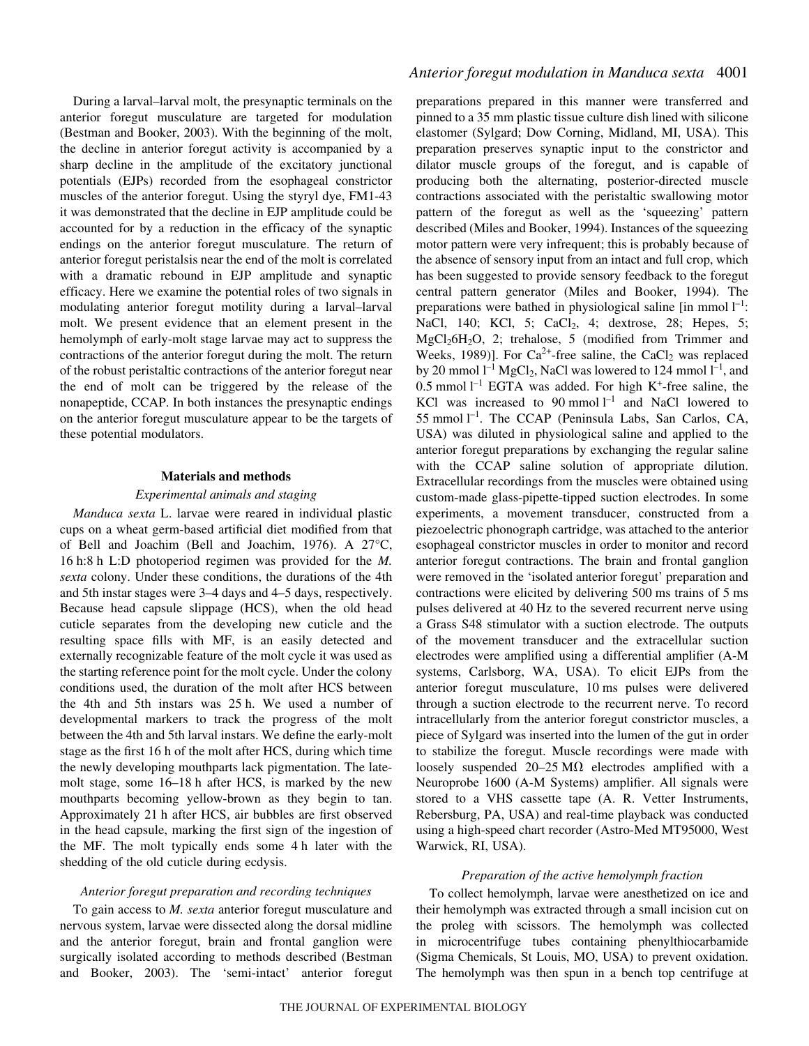During a larval–larval molt, the presynaptic terminals on the anterior foregut musculature are targeted for modulation (Bestman and Booker, 2003). With the beginning of the molt, the decline in anterior foregut activity is accompanied by a sharp decline in the amplitude of the excitatory junctional potentials (EJPs) recorded from the esophageal constrictor muscles of the anterior foregut. Using the styryl dye, FM1-43 it was demonstrated that the decline in EJP amplitude could be accounted for by a reduction in the efficacy of the synaptic endings on the anterior foregut musculature. The return of anterior foregut peristalsis near the end of the molt is correlated with a dramatic rebound in EJP amplitude and synaptic efficacy. Here we examine the potential roles of two signals in modulating anterior foregut motility during a larval–larval molt. We present evidence that an element present in the hemolymph of early-molt stage larvae may act to suppress the contractions of the anterior foregut during the molt. The return of the robust peristaltic contractions of the anterior foregut near the end of molt can be triggered by the release of the nonapeptide, CCAP. In both instances the presynaptic endings on the anterior foregut musculature appear to be the targets of these potential modulators.

## Materials and methods

### *Experimental animals and staging*

*Manduca sexta* L. larvae were reared in individual plastic cups on a wheat germ-based artificial diet modified from that of Bell and Joachim (Bell and Joachim, 1976). A 27°C, 16 h:8 h L:D photoperiod regimen was provided for the *M. sexta* colony. Under these conditions, the durations of the 4th and 5th instar stages were 3–4 days and 4–5 days, respectively. Because head capsule slippage (HCS), when the old head cuticle separates from the developing new cuticle and the resulting space fills with MF, is an easily detected and externally recognizable feature of the molt cycle it was used as the starting reference point for the molt cycle. Under the colony conditions used, the duration of the molt after HCS between the 4th and 5th instars was 25 h. We used a number of developmental markers to track the progress of the molt between the 4th and 5th larval instars. We define the early-molt stage as the first 16 h of the molt after HCS, during which time the newly developing mouthparts lack pigmentation. The late-molt stage, some 16–18 h after HCS, is marked by the new mouthparts becoming yellow-brown as they begin to tan. Approximately 21 h after HCS, air bubbles are first observed in the head capsule, marking the first sign of the ingestion of the MF. The molt typically ends some 4 h later with the shedding of the old cuticle during ecdysis.

### *Anterior foregut preparation and recording techniques*

To gain access to *M. sexta* anterior foregut musculature and nervous system, larvae were dissected along the dorsal midline and the anterior foregut, brain and frontal ganglion were surgically isolated according to methods described (Bestman and Booker, 2003). The 'semi-intact' anterior foregut preparations prepared in this manner were transferred and pinned to a 35 mm plastic tissue culture dish lined with silicone elastomer (Sylgard; Dow Corning, Midland, MI, USA). This preparation preserves synaptic input to the constrictor and dilator muscle groups of the foregut, and is capable of producing both the alternating, posterior-directed muscle contractions associated with the peristaltic swallowing motor pattern of the foregut as well as the 'squeezing' pattern described (Miles and Booker, 1994). Instances of the squeezing motor pattern were very infrequent; this is probably because of the absence of sensory input from an intact and full crop, which has been suggested to provide sensory feedback to the foregut central pattern generator (Miles and Booker, 1994). The preparations were bathed in physiological saline [in mmol $l^{-1}$: NaCl, 140; KCl, 5; $CaCl_2$, 4; dextrose, 28; Hepes, 5; $MgCl_2 6H_2O$, 2; trehalose, 5 (modified from Trimmer and Weeks, 1989)]. For $Ca^{2+}$-free saline, the $CaCl_2$ was replaced by 20 mmol $l^{-1}$ $MgCl_2$, NaCl was lowered to 124 mmol $l^{-1}$, and 0.5 mmol $l^{-1}$ EGTA was added. For high $K^+$-free saline, the KCl was increased to 90 mmol $l^{-1}$ and NaCl lowered to 55 mmol $l^{-1}$. The CCAP (Peninsula Labs, San Carlos, CA, USA) was diluted in physiological saline and applied to the anterior foregut preparations by exchanging the regular saline with the CCAP saline solution of appropriate dilution. Extracellular recordings from the muscles were obtained using custom-made glass-pipette-tipped suction electrodes. In some experiments, a movement transducer, constructed from a piezoelectric phonograph cartridge, was attached to the anterior esophageal constrictor muscles in order to monitor and record anterior foregut contractions. The brain and frontal ganglion were removed in the 'isolated anterior foregut' preparation and contractions were elicited by delivering 500 ms trains of 5 ms pulses delivered at 40 Hz to the severed recurrent nerve using a Grass S48 stimulator with a suction electrode. The outputs of the movement transducer and the extracellular suction electrodes were amplified using a differential amplifier (A-M systems, Carlsborg, WA, USA). To elicit EJPs from the anterior foregut musculature, 10 ms pulses were delivered through a suction electrode to the recurrent nerve. To record intracellularly from the anterior foregut constrictor muscles, a piece of Sylgard was inserted into the lumen of the gut in order to stabilize the foregut. Muscle recordings were made with loosely suspended 20–25 MΩ electrodes amplified with a Neuroprobe 1600 (A-M Systems) amplifier. All signals were stored to a VHS cassette tape (A. R. Vetter Instruments, Rebersburg, PA, USA) and real-time playback was conducted using a high-speed chart recorder (Astro-Med MT95000, West Warwick, RI, USA).

### *Preparation of the active hemolymph fraction*

To collect hemolymph, larvae were anesthetized on ice and their hemolymph was extracted through a small incision cut on the proleg with scissors. The hemolymph was collected in microcentrifuge tubes containing phenylthiocarbamide (Sigma Chemicals, St Louis, MO, USA) to prevent oxidation. The hemolymph was then spun in a bench top centrifuge at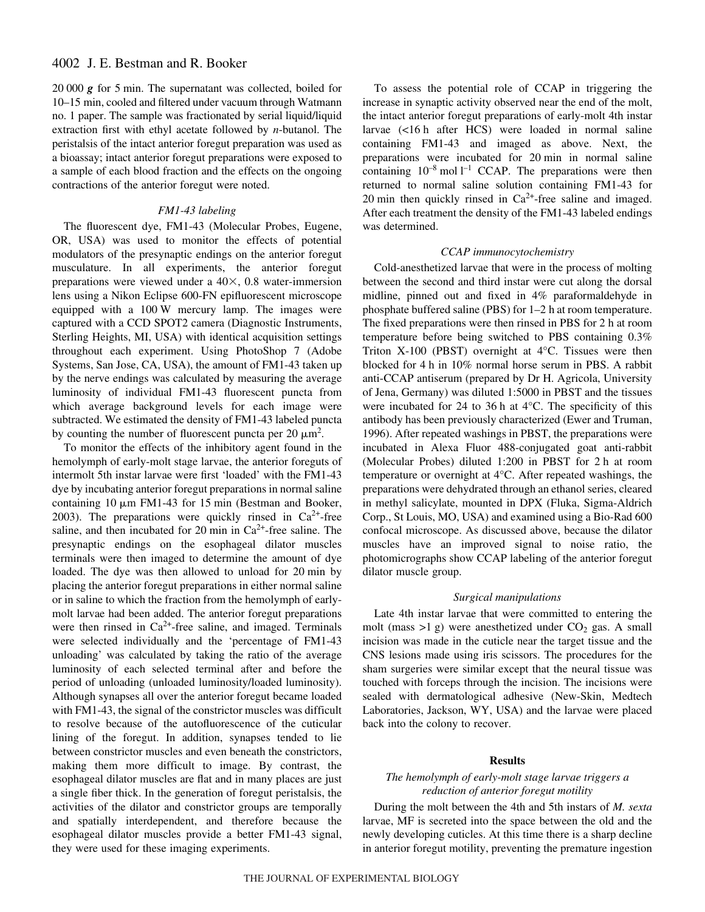20 000 ***g*** for 5 min. The supernatant was collected, boiled for 10–15 min, cooled and filtered under vacuum through Watmann no. 1 paper. The sample was fractionated by serial liquid/liquid extraction first with ethyl acetate followed by *n*-butanol. The peristalsis of the intact anterior foregut preparation was used as a bioassay; intact anterior foregut preparations were exposed to a sample of each blood fraction and the effects on the ongoing contractions of the anterior foregut were noted.

### *FM1-43 labeling*

The fluorescent dye, FM1-43 (Molecular Probes, Eugene, OR, USA) was used to monitor the effects of potential modulators of the presynaptic endings on the anterior foregut musculature. In all experiments, the anterior foregut preparations were viewed under a 40×, 0.8 water-immersion lens using a Nikon Eclipse 600-FN epifluorescent microscope equipped with a 100 W mercury lamp. The images were captured with a CCD SPOT2 camera (Diagnostic Instruments, Sterling Heights, MI, USA) with identical acquisition settings throughout each experiment. Using PhotoShop 7 (Adobe Systems, San Jose, CA, USA), the amount of FM1-43 taken up by the nerve endings was calculated by measuring the average luminosity of individual FM1-43 fluorescent puncta from which average background levels for each image were subtracted. We estimated the density of FM1-43 labeled puncta by counting the number of fluorescent puncta per 20 μm$^2$.

To monitor the effects of the inhibitory agent found in the hemolymph of early-molt stage larvae, the anterior foreguts of intermolt 5th instar larvae were first 'loaded' with the FM1-43 dye by incubating anterior foregut preparations in normal saline containing 10 μm FM1-43 for 15 min (Bestman and Booker, 2003). The preparations were quickly rinsed in $Ca^{2+}$-free saline, and then incubated for 20 min in $Ca^{2+}$-free saline. The presynaptic endings on the esophageal dilator muscles terminals were then imaged to determine the amount of dye loaded. The dye was then allowed to unload for 20 min by placing the anterior foregut preparations in either normal saline or in saline to which the fraction from the hemolymph of early-molt larvae had been added. The anterior foregut preparations were then rinsed in $Ca^{2+}$-free saline, and imaged. Terminals were selected individually and the 'percentage of FM1-43 unloading' was calculated by taking the ratio of the average luminosity of each selected terminal after and before the period of unloading (unloaded luminosity/loaded luminosity). Although synapses all over the anterior foregut became loaded with FM1-43, the signal of the constrictor muscles was difficult to resolve because of the autofluorescence of the cuticular lining of the foregut. In addition, synapses tended to lie between constrictor muscles and even beneath the constrictors, making them more difficult to image. By contrast, the esophageal dilator muscles are flat and in many places are just a single fiber thick. In the generation of foregut peristalsis, the activities of the dilator and constrictor groups are temporally and spatially interdependent, and therefore because the esophageal dilator muscles provide a better FM1-43 signal, they were used for these imaging experiments.

To assess the potential role of CCAP in triggering the increase in synaptic activity observed near the end of the molt, the intact anterior foregut preparations of early-molt 4th instar larvae (<16 h after HCS) were loaded in normal saline containing FM1-43 and imaged as above. Next, the preparations were incubated for 20 min in normal saline containing $10^{-8}$ mol l$^{-1}$ CCAP. The preparations were then returned to normal saline solution containing FM1-43 for 20 min then quickly rinsed in $Ca^{2+}$-free saline and imaged. After each treatment the density of the FM1-43 labeled endings was determined.

### *CCAP immunocytochemistry*

Cold-anesthetized larvae that were in the process of molting between the second and third instar were cut along the dorsal midline, pinned out and fixed in 4% paraformaldehyde in phosphate buffered saline (PBS) for 1–2 h at room temperature. The fixed preparations were then rinsed in PBS for 2 h at room temperature before being switched to PBS containing 0.3% Triton X-100 (PBST) overnight at 4°C. Tissues were then blocked for 4 h in 10% normal horse serum in PBS. A rabbit anti-CCAP antiserum (prepared by Dr H. Agricola, University of Jena, Germany) was diluted 1:5000 in PBST and the tissues were incubated for 24 to 36 h at 4°C. The specificity of this antibody has been previously characterized (Ewer and Truman, 1996). After repeated washings in PBST, the preparations were incubated in Alexa Fluor 488-conjugated goat anti-rabbit (Molecular Probes) diluted 1:200 in PBST for 2 h at room temperature or overnight at 4°C. After repeated washings, the preparations were dehydrated through an ethanol series, cleared in methyl salicylate, mounted in DPX (Fluka, Sigma-Aldrich Corp., St Louis, MO, USA) and examined using a Bio-Rad 600 confocal microscope. As discussed above, because the dilator muscles have an improved signal to noise ratio, the photomicrographs show CCAP labeling of the anterior foregut dilator muscle group.

### *Surgical manipulations*

Late 4th instar larvae that were committed to entering the molt (mass >1 g) were anesthetized under $CO_2$ gas. A small incision was made in the cuticle near the target tissue and the CNS lesions made using iris scissors. The procedures for the sham surgeries were similar except that the neural tissue was touched with forceps through the incision. The incisions were sealed with dermatological adhesive (New-Skin, Medtech Laboratories, Jackson, WY, USA) and the larvae were placed back into the colony to recover.

## Results

### *The hemolymph of early-molt stage larvae triggers a reduction of anterior foregut motility*

During the molt between the 4th and 5th instars of *M. sexta* larvae, MF is secreted into the space between the old and the newly developing cuticles. At this time there is a sharp decline in anterior foregut motility, preventing the premature ingestion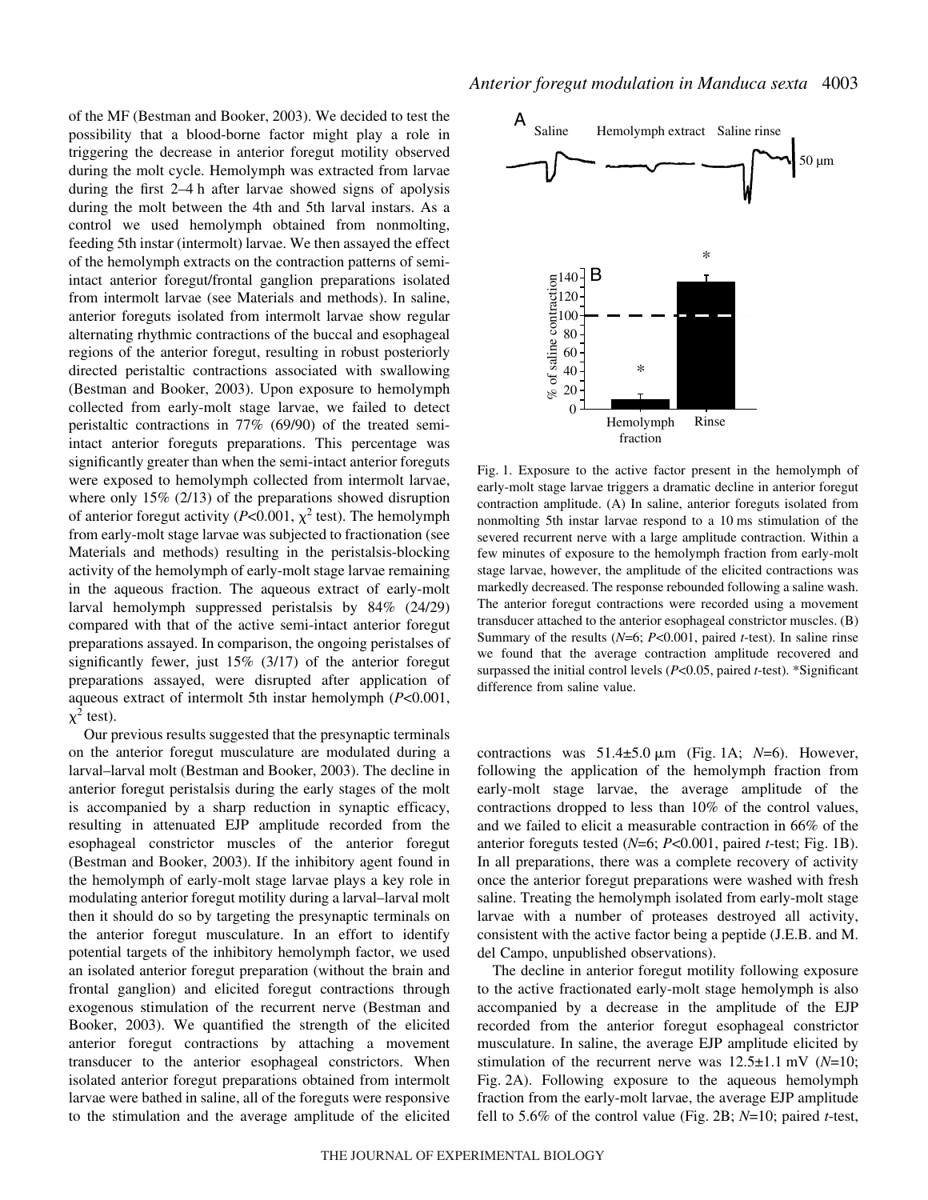of the MF (Bestman and Booker, 2003). We decided to test the possibility that a blood-borne factor might play a role in triggering the decrease in anterior foregut motility observed during the molt cycle. Hemolymph was extracted from larvae during the first 2–4 h after larvae showed signs of apolysis during the molt between the 4th and 5th larval instars. As a control we used hemolymph obtained from nonmolting, feeding 5th instar (intermolt) larvae. We then assayed the effect of the hemolymph extracts on the contraction patterns of semi-intact anterior foregut/frontal ganglion preparations isolated from intermolt larvae (see Materials and methods). In saline, anterior foreguts isolated from intermolt larvae show regular alternating rhythmic contractions of the buccal and esophageal regions of the anterior foregut, resulting in robust posteriorly directed peristaltic contractions associated with swallowing (Bestman and Booker, 2003). Upon exposure to hemolymph collected from early-molt stage larvae, we failed to detect peristaltic contractions in 77% (69/90) of the treated semi-intact anterior foreguts preparations. This percentage was significantly greater than when the semi-intact anterior foreguts were exposed to hemolymph collected from intermolt larvae, where only 15% (2/13) of the preparations showed disruption of anterior foregut activity ($P<0.001$, $\chi^2$ test). The hemolymph from early-molt stage larvae was subjected to fractionation (see Materials and methods) resulting in the peristalsis-blocking activity of the hemolymph of early-molt stage larvae remaining in the aqueous fraction. The aqueous extract of early-molt larval hemolymph suppressed peristalsis by 84% (24/29) compared with that of the active semi-intact anterior foregut preparations assayed. In comparison, the ongoing peristalses of significantly fewer, just 15% (3/17) of the anterior foregut preparations assayed, were disrupted after application of aqueous extract of intermolt 5th instar hemolymph ($P<0.001$, $\chi^2$ test).

Our previous results suggested that the presynaptic terminals on the anterior foregut musculature are modulated during a larval–larval molt (Bestman and Booker, 2003). The decline in anterior foregut peristalsis during the early stages of the molt is accompanied by a sharp reduction in synaptic efficacy, resulting in attenuated EJP amplitude recorded from the esophageal constrictor muscles of the anterior foregut (Bestman and Booker, 2003). If the inhibitory agent found in the hemolymph of early-molt stage larvae plays a key role in modulating anterior foregut motility during a larval–larval molt then it should do so by targeting the presynaptic terminals on the anterior foregut musculature. In an effort to identify potential targets of the inhibitory hemolymph factor, we used an isolated anterior foregut preparation (without the brain and frontal ganglion) and elicited foregut contractions through exogenous stimulation of the recurrent nerve (Bestman and Booker, 2003). We quantified the strength of the elicited anterior foregut contractions by attaching a movement transducer to the anterior esophageal constrictors. When isolated anterior foregut preparations obtained from intermolt larvae were bathed in saline, all of the foreguts were responsive to the stimulation and the average amplitude of the elicited contractions was 51.4±5.0 μm (Fig. 1A; *N*=6). However, following the application of the hemolymph fraction from early-molt stage larvae, the average amplitude of the contractions dropped to less than 10% of the control values, and we failed to elicit a measurable contraction in 66% of the anterior foreguts tested (*N*=6; $P<0.001$, paired *t*-test; Fig. 1B). In all preparations, there was a complete recovery of activity once the anterior foregut preparations were washed with fresh saline. Treating the hemolymph isolated from early-molt stage larvae with a number of proteases destroyed all activity, consistent with the active factor being a peptide (J.E.B. and M. del Campo, unpublished observations).

Fig. 1. Exposure to the active factor present in the hemolymph of early-molt stage larvae triggers a dramatic decline in anterior foregut contraction amplitude. (A) In saline, anterior foreguts isolated from nonmolting 5th instar larvae respond to a 10 ms stimulation of the severed recurrent nerve with a large amplitude contraction. Within a few minutes of exposure to the hemolymph fraction from early-molt stage larvae, however, the amplitude of the elicited contractions was markedly decreased. The response rebounded following a saline wash. The anterior foregut contractions were recorded using a movement transducer attached to the anterior esophageal constrictor muscles. (B) Summary of the results (*N*=6; $P<0.001$, paired *t*-test). In saline rinse we found that the average contraction amplitude recovered and surpassed the initial control levels ($P<0.05$, paired *t*-test). *Significant difference from saline value.

The decline in anterior foregut motility following exposure to the active fractionated early-molt stage hemolymph is also accompanied by a decrease in the amplitude of the EJP recorded from the anterior foregut esophageal constrictor musculature. In saline, the average EJP amplitude elicited by stimulation of the recurrent nerve was 12.5±1.1 mV (*N*=10; Fig. 2A). Following exposure to the aqueous hemolymph fraction from the early-molt larvae, the average EJP amplitude fell to 5.6% of the control value (Fig. 2B; *N*=10; paired *t*-test,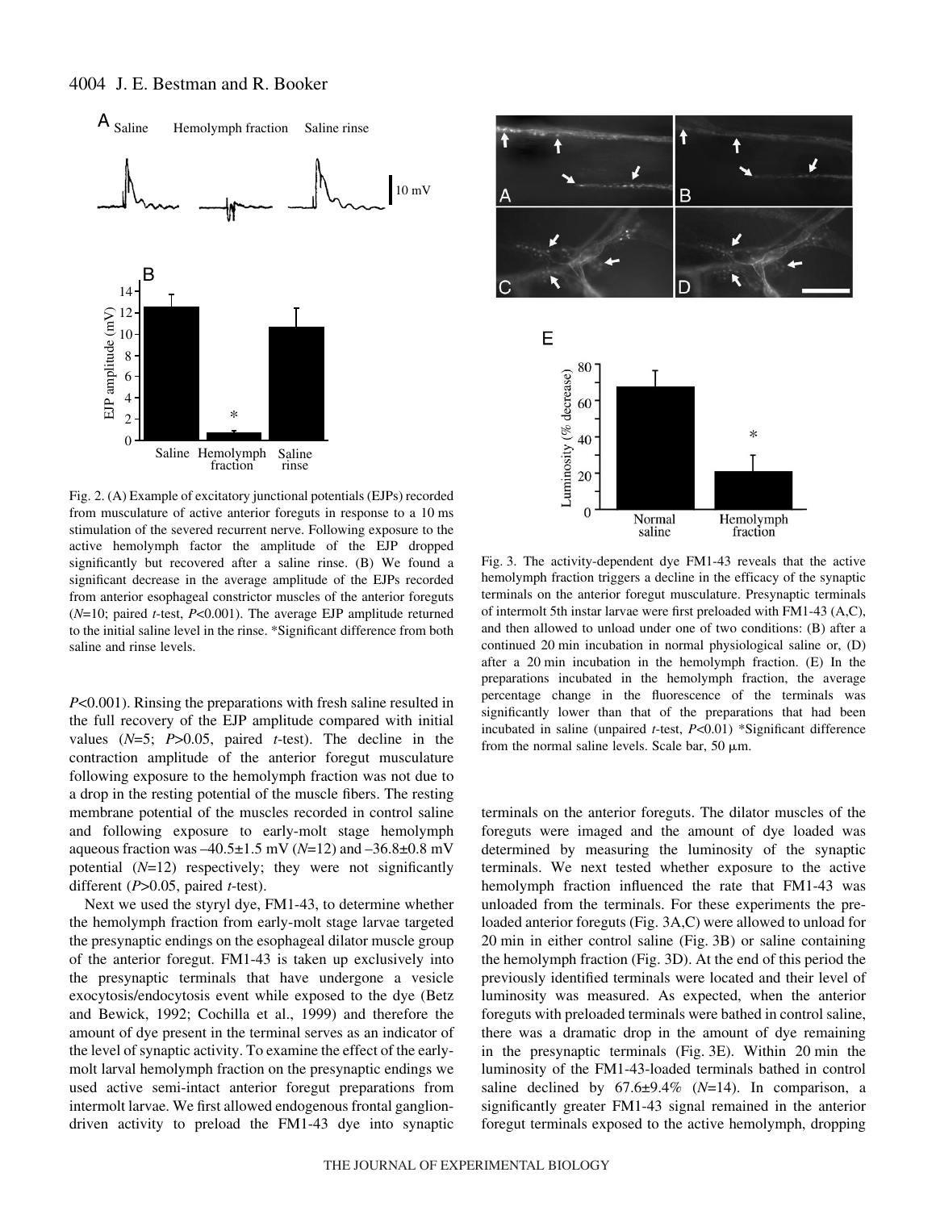Fig. 2. (A) Example of excitatory junctional potentials (EJPs) recorded from musculature of active anterior foreguts in response to a 10 ms stimulation of the severed recurrent nerve. Following exposure to the active hemolymph factor the amplitude of the EJP dropped significantly but recovered after a saline rinse. (B) We found a significant decrease in the average amplitude of the EJPs recorded from anterior esophageal constrictor muscles of the anterior foreguts ($N$=10; paired $t$-test, $P$<0.001). The average EJP amplitude returned to the initial saline level in the rinse. *Significant difference from both saline and rinse levels.

Fig. 3. The activity-dependent dye FM1-43 reveals that the active hemolymph fraction triggers a decline in the efficacy of the synaptic terminals on the anterior foregut musculature. Presynaptic terminals of intermolt 5th instar larvae were first preloaded with FM1-43 (A,C), and then allowed to unload under one of two conditions: (B) after a continued 20 min incubation in normal physiological saline or, (D) after a 20 min incubation in the hemolymph fraction. (E) In the preparations incubated in the hemolymph fraction, the average percentage change in the fluorescence of the terminals was significantly lower than that of the preparations that had been incubated in saline (unpaired $t$-test, $P$<0.01) *Significant difference from the normal saline levels. Scale bar, 50 μm.

$P$<0.001). Rinsing the preparations with fresh saline resulted in the full recovery of the EJP amplitude compared with initial values ($N$=5; $P$>0.05, paired $t$-test). The decline in the contraction amplitude of the anterior foregut musculature following exposure to the hemolymph fraction was not due to a drop in the resting potential of the muscle fibers. The resting membrane potential of the muscles recorded in control saline and following exposure to early-molt stage hemolymph aqueous fraction was –40.5±1.5 mV ($N$=12) and –36.8±0.8 mV potential ($N$=12) respectively; they were not significantly different ($P$>0.05, paired $t$-test).

Next we used the styryl dye, FM1-43, to determine whether the hemolymph fraction from early-molt stage larvae targeted the presynaptic endings on the esophageal dilator muscle group of the anterior foregut. FM1-43 is taken up exclusively into the presynaptic terminals that have undergone a vesicle exocytosis/endocytosis event while exposed to the dye (Betz and Bewick, 1992; Cochilla et al., 1999) and therefore the amount of dye present in the terminal serves as an indicator of the level of synaptic activity. To examine the effect of the early-molt larval hemolymph fraction on the presynaptic endings we used active semi-intact anterior foregut preparations from intermolt larvae. We first allowed endogenous frontal ganglion-driven activity to preload the FM1-43 dye into synaptic terminals on the anterior foreguts. The dilator muscles of the foreguts were imaged and the amount of dye loaded was determined by measuring the luminosity of the synaptic terminals. We next tested whether exposure to the active hemolymph fraction influenced the rate that FM1-43 was unloaded from the terminals. For these experiments the pre-loaded anterior foreguts (Fig. 3A,C) were allowed to unload for 20 min in either control saline (Fig. 3B) or saline containing the hemolymph fraction (Fig. 3D). At the end of this period the previously identified terminals were located and their level of luminosity was measured. As expected, when the anterior foreguts with preloaded terminals were bathed in control saline, there was a dramatic drop in the amount of dye remaining in the presynaptic terminals (Fig. 3E). Within 20 min the luminosity of the FM1-43-loaded terminals bathed in control saline declined by 67.6±9.4% ($N$=14). In comparison, a significantly greater FM1-43 signal remained in the anterior foregut terminals exposed to the active hemolymph, dropping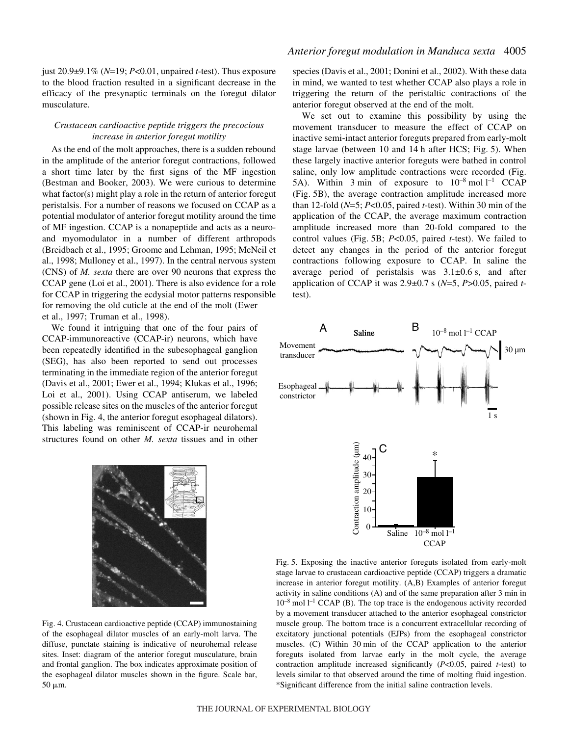just 20.9±9.1% (*N*=19; *P*<0.01, unpaired *t*-test). Thus exposure to the blood fraction resulted in a significant decrease in the efficacy of the presynaptic terminals on the foregut dilator musculature.

### *Crustacean cardioactive peptide triggers the precocious increase in anterior foregut motility*

As the end of the molt approaches, there is a sudden rebound in the amplitude of the anterior foregut contractions, followed a short time later by the first signs of the MF ingestion (Bestman and Booker, 2003). We were curious to determine what factor(s) might play a role in the return of anterior foregut peristalsis. For a number of reasons we focused on CCAP as a potential modulator of anterior foregut motility around the time of MF ingestion. CCAP is a nonapeptide and acts as a neuro- and myomodulator in a number of different arthropods (Breidbach et al., 1995; Groome and Lehman, 1995; McNeil et al., 1998; Mulloney et al., 1997). In the central nervous system (CNS) of *M. sexta* there are over 90 neurons that express the CCAP gene (Loi et al., 2001). There is also evidence for a role for CCAP in triggering the ecdysial motor patterns responsible for removing the old cuticle at the end of the molt (Ewer et al., 1997; Truman et al., 1998).

We found it intriguing that one of the four pairs of CCAP-immunoreactive (CCAP-ir) neurons, which have been repeatedly identified in the subesophageal ganglion (SEG), has also been reported to send out processes terminating in the immediate region of the anterior foregut (Davis et al., 2001; Ewer et al., 1994; Klukas et al., 1996; Loi et al., 2001). Using CCAP antiserum, we labeled possible release sites on the muscles of the anterior foregut (shown in Fig. 4, the anterior foregut esophageal dilators). This labeling was reminiscent of CCAP-ir neurohemal structures found on other *M. sexta* tissues and in other species (Davis et al., 2001; Donini et al., 2002). With these data in mind, we wanted to test whether CCAP also plays a role in triggering the return of the peristaltic contractions of the anterior foregut observed at the end of the molt.

Fig. 4. Crustacean cardioactive peptide (CCAP) immunostaining of the esophageal dilator muscles of an early-molt larva. The diffuse, punctate staining is indicative of neurohemal release sites. Inset: diagram of the anterior foregut musculature, brain and frontal ganglion. The box indicates approximate position of the esophageal dilator muscles shown in the figure. Scale bar, 50 μm.

We set out to examine this possibility by using the movement transducer to measure the effect of CCAP on inactive semi-intact anterior foreguts prepared from early-molt stage larvae (between 10 and 14 h after HCS; Fig. 5). When these largely inactive anterior foreguts were bathed in control saline, only low amplitude contractions were recorded (Fig. 5A). Within 3 min of exposure to $10^{-8}$ mol $l^{-1}$ CCAP (Fig. 5B), the average contraction amplitude increased more than 12-fold (*N*=5; *P*<0.05, paired *t*-test). Within 30 min of the application of the CCAP, the average maximum contraction amplitude increased more than 20-fold compared to the control values (Fig. 5B; *P*<0.05, paired *t*-test). We failed to detect any changes in the period of the anterior foregut contractions following exposure to CCAP. In saline the average period of peristalsis was 3.1±0.6 s, and after application of CCAP it was 2.9±0.7 s (*N*=5, *P*>0.05, paired *t*-test).

Fig. 5. Exposing the inactive anterior foreguts isolated from early-molt stage larvae to crustacean cardioactive peptide (CCAP) triggers a dramatic increase in anterior foregut motility. (A,B) Examples of anterior foregut activity in saline conditions (A) and of the same preparation after 3 min in $10^{-8}$ mol $l^{-1}$ CCAP (B). The top trace is the endogenous activity recorded by a movement transducer attached to the anterior esophageal constrictor muscle group. The bottom trace is a concurrent extracellular recording of excitatory junctional potentials (EJPs) from the esophageal constrictor muscles. (C) Within 30 min of the CCAP application to the anterior foreguts isolated from larvae early in the molt cycle, the average contraction amplitude increased significantly (*P*<0.05, paired *t*-test) to levels similar to that observed around the time of molting fluid ingestion. *Significant difference from the initial saline contraction levels.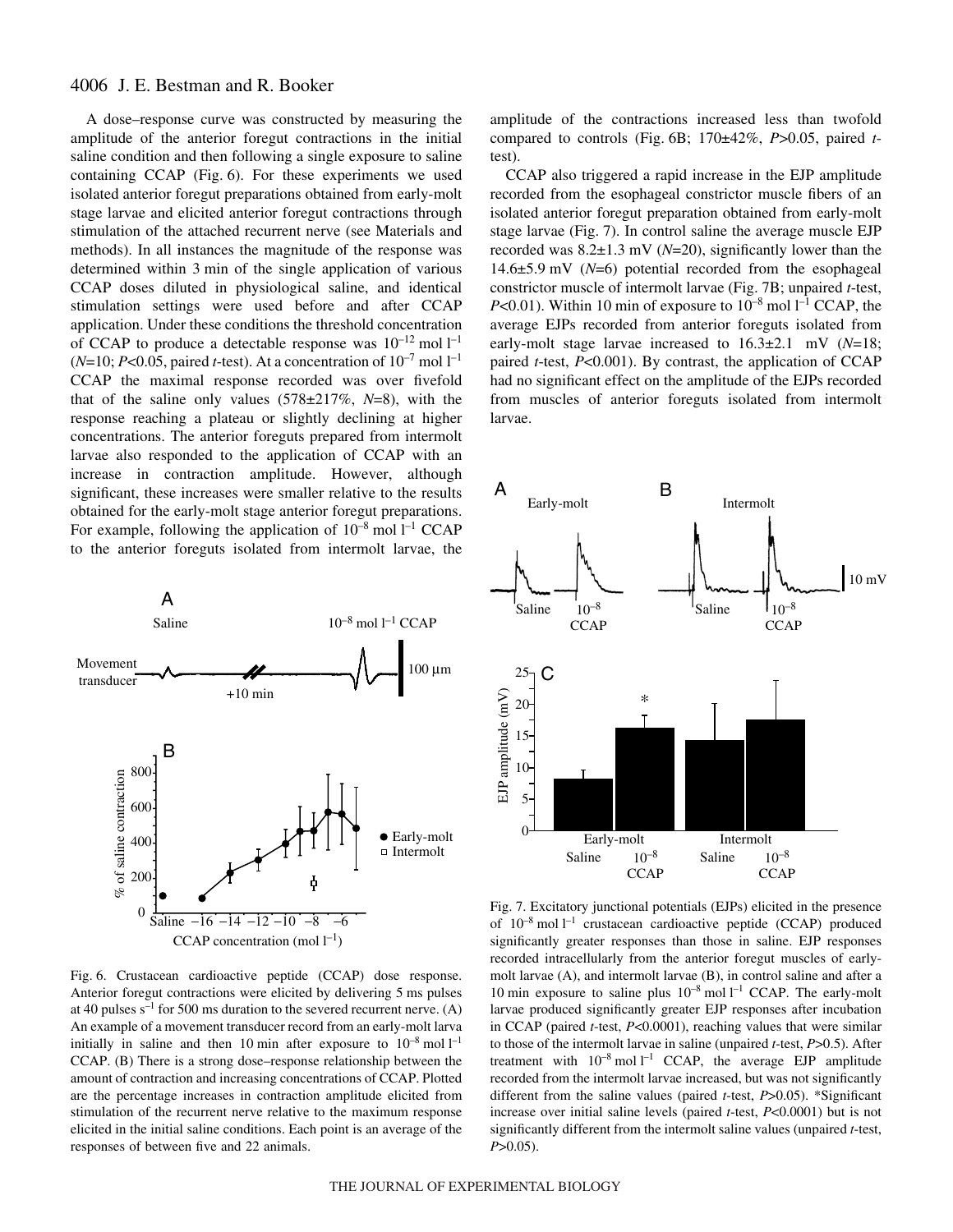A dose–response curve was constructed by measuring the amplitude of the anterior foregut contractions in the initial saline condition and then following a single exposure to saline containing CCAP (Fig. 6). For these experiments we used isolated anterior foregut preparations obtained from early-molt stage larvae and elicited anterior foregut contractions through stimulation of the attached recurrent nerve (see Materials and methods). In all instances the magnitude of the response was determined within 3 min of the single application of various CCAP doses diluted in physiological saline, and identical stimulation settings were used before and after CCAP application. Under these conditions the threshold concentration of CCAP to produce a detectable response was $10^{-12}$ mol $l^{-1}$ ($N$=10; $P$<0.05, paired $t$-test). At a concentration of $10^{-7}$ mol $l^{-1}$ CCAP the maximal response recorded was over fivefold that of the saline only values (578±217%, $N$=8), with the response reaching a plateau or slightly declining at higher concentrations. The anterior foreguts prepared from intermolt larvae also responded to the application of CCAP with an increase in contraction amplitude. However, although significant, these increases were smaller relative to the results obtained for the early-molt stage anterior foregut preparations. For example, following the application of $10^{-8}$ mol $l^{-1}$ CCAP to the anterior foreguts isolated from intermolt larvae, the amplitude of the contractions increased less than twofold compared to controls (Fig. 6B; 170±42%, $P$>0.05, paired $t$-test).

Fig. 6. Crustacean cardioactive peptide (CCAP) dose response. Anterior foregut contractions were elicited by delivering 5 ms pulses at 40 pulses $s^{-1}$ for 500 ms duration to the severed recurrent nerve. (A) An example of a movement transducer record from an early-molt larva initially in saline and then 10 min after exposure to $10^{-8}$ mol $l^{-1}$ CCAP. (B) There is a strong dose–response relationship between the amount of contraction and increasing concentrations of CCAP. Plotted are the percentage increases in contraction amplitude elicited from stimulation of the recurrent nerve relative to the maximum response elicited in the initial saline conditions. Each point is an average of the responses of between five and 22 animals.

CCAP also triggered a rapid increase in the EJP amplitude recorded from the esophageal constrictor muscle fibers of an isolated anterior foregut preparation obtained from early-molt stage larvae (Fig. 7). In control saline the average muscle EJP recorded was 8.2±1.3 mV ($N$=20), significantly lower than the 14.6±5.9 mV ($N$=6) potential recorded from the esophageal constrictor muscle of intermolt larvae (Fig. 7B; unpaired $t$-test, $P$<0.01). Within 10 min of exposure to $10^{-8}$ mol $l^{-1}$ CCAP, the average EJPs recorded from anterior foreguts isolated from early-molt stage larvae increased to 16.3±2.1 mV ($N$=18; paired $t$-test, $P$<0.001). By contrast, the application of CCAP had no significant effect on the amplitude of the EJPs recorded from muscles of anterior foreguts isolated from intermolt larvae.

Fig. 7. Excitatory junctional potentials (EJPs) elicited in the presence of $10^{-8}$ mol $l^{-1}$ crustacean cardioactive peptide (CCAP) produced significantly greater responses than those in saline. EJP responses recorded intracellularly from the anterior foregut muscles of early-molt larvae (A), and intermolt larvae (B), in control saline and after a 10 min exposure to saline plus $10^{-8}$ mol $l^{-1}$ CCAP. The early-molt larvae produced significantly greater EJP responses after incubation in CCAP (paired $t$-test, $P$<0.0001), reaching values that were similar to those of the intermolt larvae in saline (unpaired $t$-test, $P$>0.5). After treatment with $10^{-8}$ mol $l^{-1}$ CCAP, the average EJP amplitude recorded from the intermolt larvae increased, but was not significantly different from the saline values (paired $t$-test, $P$>0.05). *Significant increase over initial saline levels (paired $t$-test, $P$<0.0001) but is not significantly different from the intermolt saline values (unpaired $t$-test, $P$>0.05).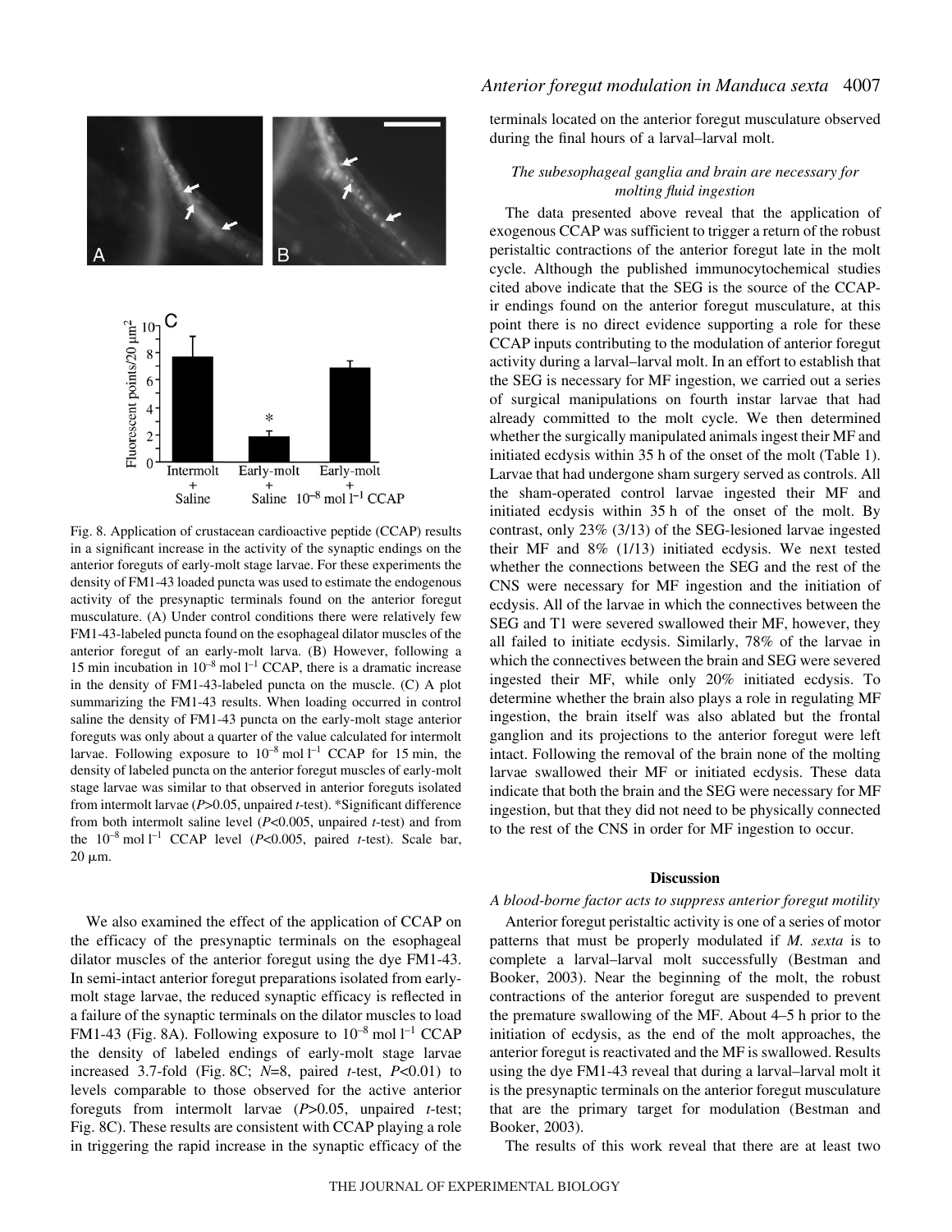Fig. 8. Application of crustacean cardioactive peptide (CCAP) results in a significant increase in the activity of the synaptic endings on the anterior foreguts of early-molt stage larvae. For these experiments the density of FM1-43 loaded puncta was used to estimate the endogenous activity of the presynaptic terminals found on the anterior foregut musculature. (A) Under control conditions there were relatively few FM1-43-labeled puncta found on the esophageal dilator muscles of the anterior foregut of an early-molt larva. (B) However, following a 15 min incubation in $10^{-8}$ mol $l^{-1}$ CCAP, there is a dramatic increase in the density of FM1-43-labeled puncta on the muscle. (C) A plot summarizing the FM1-43 results. When loading occurred in control saline the density of FM1-43 puncta on the early-molt stage anterior foreguts was only about a quarter of the value calculated for intermolt larvae. Following exposure to $10^{-8}$ mol $l^{-1}$ CCAP for 15 min, the density of labeled puncta on the anterior foregut muscles of early-molt stage larvae was similar to that observed in anterior foreguts isolated from intermolt larvae ($P>0.05$, unpaired *t*-test). *Significant difference from both intermolt saline level ($P<0.005$, unpaired *t*-test) and from the $10^{-8}$ mol $l^{-1}$ CCAP level ($P<0.005$, paired *t*-test). Scale bar, 20 μm.

We also examined the effect of the application of CCAP on the efficacy of the presynaptic terminals on the esophageal dilator muscles of the anterior foregut using the dye FM1-43. In semi-intact anterior foregut preparations isolated from early-molt stage larvae, the reduced synaptic efficacy is reflected in a failure of the synaptic terminals on the dilator muscles to load FM1-43 (Fig. 8A). Following exposure to $10^{-8}$ mol $l^{-1}$ CCAP the density of labeled endings of early-molt stage larvae increased 3.7-fold (Fig. 8C; *N*=8, paired *t*-test, $P<0.01$) to levels comparable to those observed for the active anterior foreguts from intermolt larvae ($P>0.05$, unpaired *t*-test; Fig. 8C). These results are consistent with CCAP playing a role in triggering the rapid increase in the synaptic efficacy of the terminals located on the anterior foregut musculature observed during the final hours of a larval–larval molt.

### *The subesophageal ganglia and brain are necessary for molting fluid ingestion*

The data presented above reveal that the application of exogenous CCAP was sufficient to trigger a return of the robust peristaltic contractions of the anterior foregut late in the molt cycle. Although the published immunocytochemical studies cited above indicate that the SEG is the source of the CCAP-ir endings found on the anterior foregut musculature, at this point there is no direct evidence supporting a role for these CCAP inputs contributing to the modulation of anterior foregut activity during a larval–larval molt. In an effort to establish that the SEG is necessary for MF ingestion, we carried out a series of surgical manipulations on fourth instar larvae that had already committed to the molt cycle. We then determined whether the surgically manipulated animals ingest their MF and initiated ecdysis within 35 h of the onset of the molt (Table 1). Larvae that had undergone sham surgery served as controls. All the sham-operated control larvae ingested their MF and initiated ecdysis within 35 h of the onset of the molt. By contrast, only 23% (3/13) of the SEG-lesioned larvae ingested their MF and 8% (1/13) initiated ecdysis. We next tested whether the connections between the SEG and the rest of the CNS were necessary for MF ingestion and the initiation of ecdysis. All of the larvae in which the connectives between the SEG and T1 were severed swallowed their MF, however, they all failed to initiate ecdysis. Similarly, 78% of the larvae in which the connectives between the brain and SEG were severed ingested their MF, while only 20% initiated ecdysis. To determine whether the brain also plays a role in regulating MF ingestion, the brain itself was also ablated but the frontal ganglion and its projections to the anterior foregut were left intact. Following the removal of the brain none of the molting larvae swallowed their MF or initiated ecdysis. These data indicate that both the brain and the SEG were necessary for MF ingestion, but that they did not need to be physically connected to the rest of the CNS in order for MF ingestion to occur.

## Discussion

### *A blood-borne factor acts to suppress anterior foregut motility*

Anterior foregut peristaltic activity is one of a series of motor patterns that must be properly modulated if *M. sexta* is to complete a larval–larval molt successfully (Bestman and Booker, 2003). Near the beginning of the molt, the robust contractions of the anterior foregut are suspended to prevent the premature swallowing of the MF. About 4–5 h prior to the initiation of ecdysis, as the end of the molt approaches, the anterior foregut is reactivated and the MF is swallowed. Results using the dye FM1-43 reveal that during a larval–larval molt it is the presynaptic terminals on the anterior foregut musculature that are the primary target for modulation (Bestman and Booker, 2003).

The results of this work reveal that there are at least two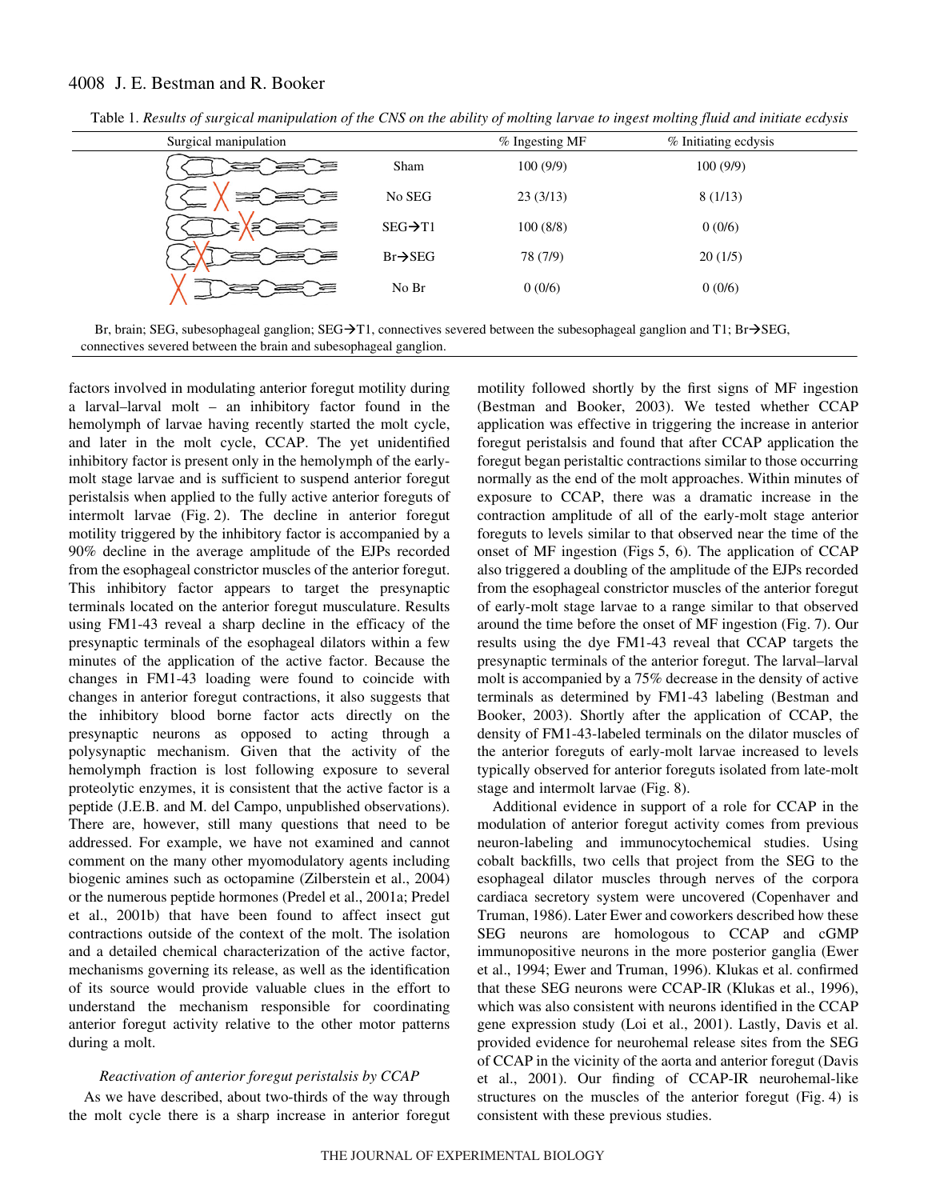Table 1. *Results of surgical manipulation of the CNS on the ability of molting larvae to ingest molting fluid and initiate ecdysis*

| Surgical manipulation | | % Ingesting MF | % Initiating ecdysis |
|---|---|---|---|
| | Sham | 100 (9/9) | 100 (9/9) |
| | No SEG | 23 (3/13) | 8 (1/13) |
| | SEG→T1 | 100 (8/8) | 0 (0/6) |
| | Br→SEG | 78 (7/9) | 20 (1/5) |
| | No Br | 0 (0/6) | 0 (0/6) |

Br, brain; SEG, subesophageal ganglion; SEG→T1, connectives severed between the subesophageal ganglion and T1; Br→SEG, connectives severed between the brain and subesophageal ganglion.

factors involved in modulating anterior foregut motility during a larval–larval molt – an inhibitory factor found in the hemolymph of larvae having recently started the molt cycle, and later in the molt cycle, CCAP. The yet unidentified inhibitory factor is present only in the hemolymph of the early-molt stage larvae and is sufficient to suspend anterior foregut peristalsis when applied to the fully active anterior foreguts of intermolt larvae (Fig. 2). The decline in anterior foregut motility triggered by the inhibitory factor is accompanied by a 90% decline in the average amplitude of the EJPs recorded from the esophageal constrictor muscles of the anterior foregut. This inhibitory factor appears to target the presynaptic terminals located on the anterior foregut musculature. Results using FM1-43 reveal a sharp decline in the efficacy of the presynaptic terminals of the esophageal dilators within a few minutes of the application of the active factor. Because the changes in FM1-43 loading were found to coincide with changes in anterior foregut contractions, it also suggests that the inhibitory blood borne factor acts directly on the presynaptic neurons as opposed to acting through a polysynaptic mechanism. Given that the activity of the hemolymph fraction is lost following exposure to several proteolytic enzymes, it is consistent that the active factor is a peptide (J.E.B. and M. del Campo, unpublished observations). There are, however, still many questions that need to be addressed. For example, we have not examined and cannot comment on the many other myomodulatory agents including biogenic amines such as octopamine (Zilberstein et al., 2004) or the numerous peptide hormones (Predel et al., 2001a; Predel et al., 2001b) that have been found to affect insect gut contractions outside of the context of the molt. The isolation and a detailed chemical characterization of the active factor, mechanisms governing its release, as well as the identification of its source would provide valuable clues in the effort to understand the mechanism responsible for coordinating anterior foregut activity relative to the other motor patterns during a molt.

### *Reactivation of anterior foregut peristalsis by CCAP*

As we have described, about two-thirds of the way through the molt cycle there is a sharp increase in anterior foregut motility followed shortly by the first signs of MF ingestion (Bestman and Booker, 2003). We tested whether CCAP application was effective in triggering the increase in anterior foregut peristalsis and found that after CCAP application the foregut began peristaltic contractions similar to those occurring normally as the end of the molt approaches. Within minutes of exposure to CCAP, there was a dramatic increase in the contraction amplitude of all of the early-molt stage anterior foreguts to levels similar to that observed near the time of the onset of MF ingestion (Figs 5, 6). The application of CCAP also triggered a doubling of the amplitude of the EJPs recorded from the esophageal constrictor muscles of the anterior foregut of early-molt stage larvae to a range similar to that observed around the time before the onset of MF ingestion (Fig. 7). Our results using the dye FM1-43 reveal that CCAP targets the presynaptic terminals of the anterior foregut. The larval–larval molt is accompanied by a 75% decrease in the density of active terminals as determined by FM1-43 labeling (Bestman and Booker, 2003). Shortly after the application of CCAP, the density of FM1-43-labeled terminals on the dilator muscles of the anterior foreguts of early-molt larvae increased to levels typically observed for anterior foreguts isolated from late-molt stage and intermolt larvae (Fig. 8).

Additional evidence in support of a role for CCAP in the modulation of anterior foregut activity comes from previous neuron-labeling and immunocytochemical studies. Using cobalt backfills, two cells that project from the SEG to the esophageal dilator muscles through nerves of the corpora cardiaca secretory system were uncovered (Copenhaver and Truman, 1986). Later Ewer and coworkers described how these SEG neurons are homologous to CCAP and cGMP immunopositive neurons in the more posterior ganglia (Ewer et al., 1994; Ewer and Truman, 1996). Klukas et al. confirmed that these SEG neurons were CCAP-IR (Klukas et al., 1996), which was also consistent with neurons identified in the CCAP gene expression study (Loi et al., 2001). Lastly, Davis et al. provided evidence for neurohemal release sites from the SEG of CCAP in the vicinity of the aorta and anterior foregut (Davis et al., 2001). Our finding of CCAP-IR neurohemal-like structures on the muscles of the anterior foregut (Fig. 4) is consistent with these previous studies.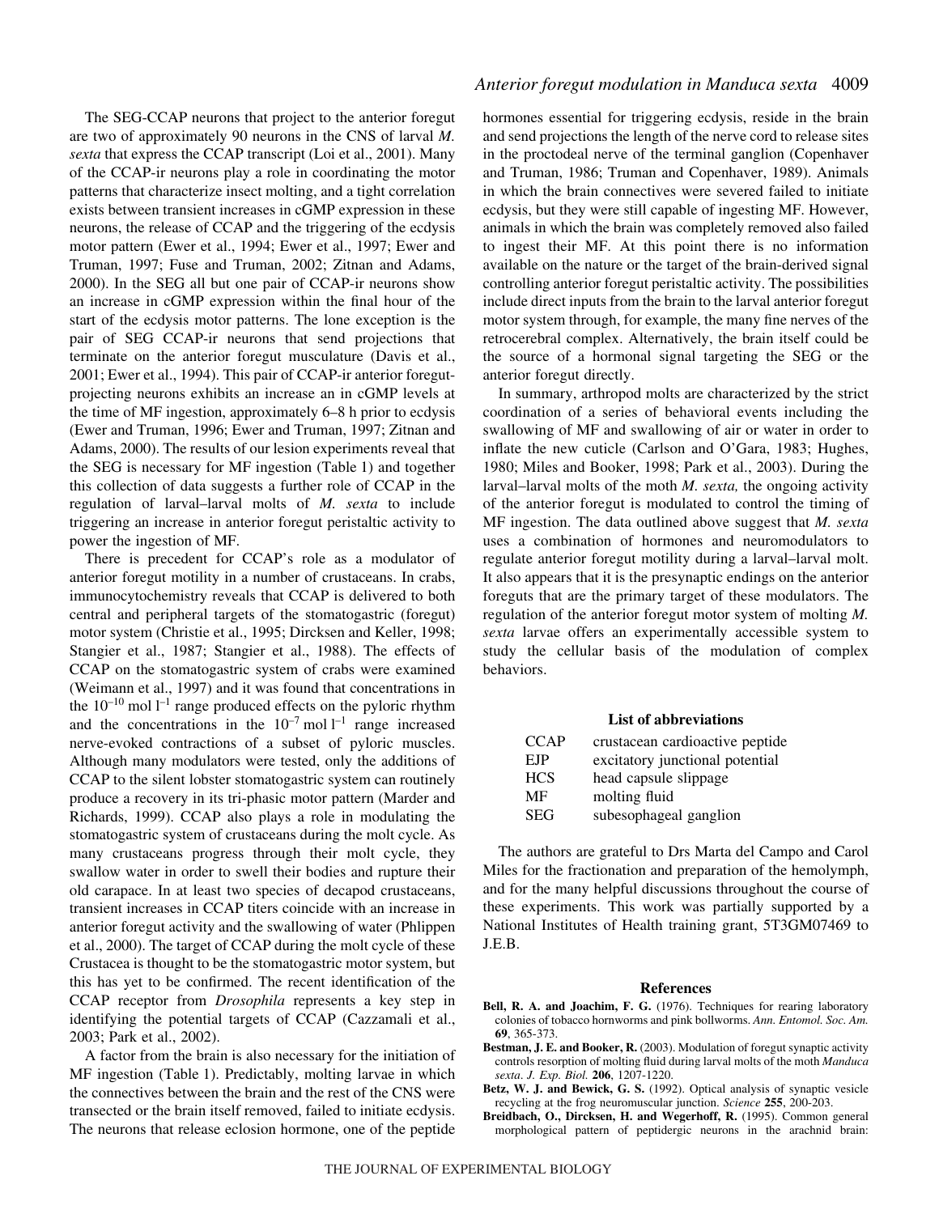The SEG-CCAP neurons that project to the anterior foregut are two of approximately 90 neurons in the CNS of larval *M. sexta* that express the CCAP transcript (Loi et al., 2001). Many of the CCAP-ir neurons play a role in coordinating the motor patterns that characterize insect molting, and a tight correlation exists between transient increases in cGMP expression in these neurons, the release of CCAP and the triggering of the ecdysis motor pattern (Ewer et al., 1994; Ewer et al., 1997; Ewer and Truman, 1997; Fuse and Truman, 2002; Zitnan and Adams, 2000). In the SEG all but one pair of CCAP-ir neurons show an increase in cGMP expression within the final hour of the start of the ecdysis motor patterns. The lone exception is the pair of SEG CCAP-ir neurons that send projections that terminate on the anterior foregut musculature (Davis et al., 2001; Ewer et al., 1994). This pair of CCAP-ir anterior foregut-projecting neurons exhibits an increase an in cGMP levels at the time of MF ingestion, approximately 6–8 h prior to ecdysis (Ewer and Truman, 1996; Ewer and Truman, 1997; Zitnan and Adams, 2000). The results of our lesion experiments reveal that the SEG is necessary for MF ingestion (Table 1) and together this collection of data suggests a further role of CCAP in the regulation of larval–larval molts of *M. sexta* to include triggering an increase in anterior foregut peristaltic activity to power the ingestion of MF.

There is precedent for CCAP's role as a modulator of anterior foregut motility in a number of crustaceans. In crabs, immunocytochemistry reveals that CCAP is delivered to both central and peripheral targets of the stomatogastric (foregut) motor system (Christie et al., 1995; Dircksen and Keller, 1998; Stangier et al., 1987; Stangier et al., 1988). The effects of CCAP on the stomatogastric system of crabs were examined (Weimann et al., 1997) and it was found that concentrations in the $10^{-10}$ mol $l^{-1}$ range produced effects on the pyloric rhythm and the concentrations in the $10^{-7}$ mol $l^{-1}$ range increased nerve-evoked contractions of a subset of pyloric muscles. Although many modulators were tested, only the additions of CCAP to the silent lobster stomatogastric system can routinely produce a recovery in its tri-phasic motor pattern (Marder and Richards, 1999). CCAP also plays a role in modulating the stomatogastric system of crustaceans during the molt cycle. As many crustaceans progress through their molt cycle, they swallow water in order to swell their bodies and rupture their old carapace. In at least two species of decapod crustaceans, transient increases in CCAP titers coincide with an increase in anterior foregut activity and the swallowing of water (Phlippen et al., 2000). The target of CCAP during the molt cycle of these Crustacea is thought to be the stomatogastric motor system, but this has yet to be confirmed. The recent identification of the CCAP receptor from *Drosophila* represents a key step in identifying the potential targets of CCAP (Cazzamali et al., 2003; Park et al., 2002).

A factor from the brain is also necessary for the initiation of MF ingestion (Table 1). Predictably, molting larvae in which the connectives between the brain and the rest of the CNS were transected or the brain itself removed, failed to initiate ecdysis. The neurons that release eclosion hormone, one of the peptide hormones essential for triggering ecdysis, reside in the brain and send projections the length of the nerve cord to release sites in the proctodeal nerve of the terminal ganglion (Copenhaver and Truman, 1986; Truman and Copenhaver, 1989). Animals in which the brain connectives were severed failed to initiate ecdysis, but they were still capable of ingesting MF. However, animals in which the brain was completely removed also failed to ingest their MF. At this point there is no information available on the nature or the target of the brain-derived signal controlling anterior foregut peristaltic activity. The possibilities include direct inputs from the brain to the larval anterior foregut motor system through, for example, the many fine nerves of the retrocerebral complex. Alternatively, the brain itself could be the source of a hormonal signal targeting the SEG or the anterior foregut directly.

In summary, arthropod molts are characterized by the strict coordination of a series of behavioral events including the swallowing of MF and swallowing of air or water in order to inflate the new cuticle (Carlson and O'Gara, 1983; Hughes, 1980; Miles and Booker, 1998; Park et al., 2003). During the larval–larval molts of the moth *M. sexta,* the ongoing activity of the anterior foregut is modulated to control the timing of MF ingestion. The data outlined above suggest that *M. sexta* uses a combination of hormones and neuromodulators to regulate anterior foregut motility during a larval–larval molt. It also appears that it is the presynaptic endings on the anterior foreguts that are the primary target of these modulators. The regulation of the anterior foregut motor system of molting *M. sexta* larvae offers an experimentally accessible system to study the cellular basis of the modulation of complex behaviors.

## List of abbreviations

| | |
|---|---|
| CCAP | crustacean cardioactive peptide |
| EJP | excitatory junctional potential |
| HCS | head capsule slippage |
| MF | molting fluid |
| SEG | subesophageal ganglion |

The authors are grateful to Drs Marta del Campo and Carol Miles for the fractionation and preparation of the hemolymph, and for the many helpful discussions throughout the course of these experiments. This work was partially supported by a National Institutes of Health training grant, 5T3GM07469 to J.E.B.

## References

**Bell, R. A. and Joachim, F. G.** (1976). Techniques for rearing laboratory colonies of tobacco hornworms and pink bollworms. *Ann. Entomol. Soc. Am.* **69**, 365-373.

**Bestman, J. E. and Booker, R.** (2003). Modulation of foregut synaptic activity controls resorption of molting fluid during larval molts of the moth *Manduca sexta*. *J. Exp. Biol.* **206**, 1207-1220.

**Betz, W. J. and Bewick, G. S.** (1992). Optical analysis of synaptic vesicle recycling at the frog neuromuscular junction. *Science* **255**, 200-203.

**Breidbach, O., Dircksen, H. and Wegerhoff, R.** (1995). Common general morphological pattern of peptidergic neurons in the arachnid brain: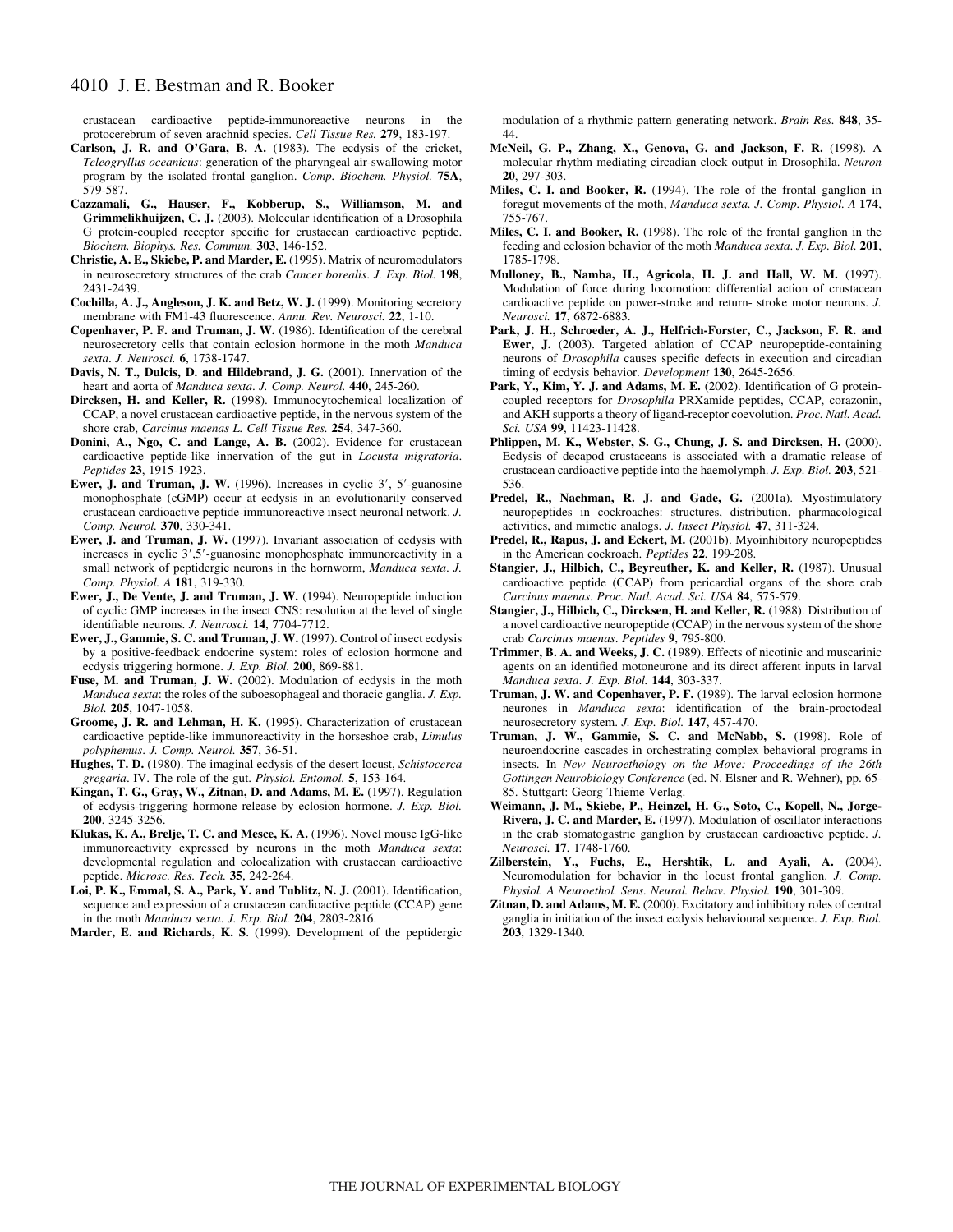crustacean cardioactive peptide-immunoreactive neurons in the protocerebrum of seven arachnid species. *Cell Tissue Res.* **279**, 183-197.

**Carlson, J. R. and O'Gara, B. A.** (1983). The ecdysis of the cricket, *Teleogryllus oceanicus*: generation of the pharyngeal air-swallowing motor program by the isolated frontal ganglion. *Comp. Biochem. Physiol.* **75A**, 579-587.

**Cazzamali, G., Hauser, F., Kobberup, S., Williamson, M. and Grimmelikhuijzen, C. J.** (2003). Molecular identification of a Drosophila G protein-coupled receptor specific for crustacean cardioactive peptide. *Biochem. Biophys. Res. Commun.* **303**, 146-152.

**Christie, A. E., Skiebe, P. and Marder, E.** (1995). Matrix of neuromodulators in neurosecretory structures of the crab *Cancer borealis*. *J. Exp. Biol.* **198**, 2431-2439.

**Cochilla, A. J., Angleson, J. K. and Betz, W. J.** (1999). Monitoring secretory membrane with FM1-43 fluorescence. *Annu. Rev. Neurosci.* **22**, 1-10.

**Copenhaver, P. F. and Truman, J. W.** (1986). Identification of the cerebral neurosecretory cells that contain eclosion hormone in the moth *Manduca sexta*. *J. Neurosci.* **6**, 1738-1747.

**Davis, N. T., Dulcis, D. and Hildebrand, J. G.** (2001). Innervation of the heart and aorta of *Manduca sexta*. *J. Comp. Neurol.* **440**, 245-260.

**Dircksen, H. and Keller, R.** (1998). Immunocytochemical localization of CCAP, a novel crustacean cardioactive peptide, in the nervous system of the shore crab, *Carcinus maenas L. Cell Tissue Res.* **254**, 347-360.

**Donini, A., Ngo, C. and Lange, A. B.** (2002). Evidence for crustacean cardioactive peptide-like innervation of the gut in *Locusta migratoria*. *Peptides* **23**, 1915-1923.

**Ewer, J. and Truman, J. W.** (1996). Increases in cyclic 3′, 5′-guanosine monophosphate (cGMP) occur at ecdysis in an evolutionarily conserved crustacean cardioactive peptide-immunoreactive insect neuronal network. *J. Comp. Neurol.* **370**, 330-341.

**Ewer, J. and Truman, J. W.** (1997). Invariant association of ecdysis with increases in cyclic 3′,5′-guanosine monophosphate immunoreactivity in a small network of peptidergic neurons in the hornworm, *Manduca sexta*. *J. Comp. Physiol. A* **181**, 319-330.

**Ewer, J., De Vente, J. and Truman, J. W.** (1994). Neuropeptide induction of cyclic GMP increases in the insect CNS: resolution at the level of single identifiable neurons. *J. Neurosci.* **14**, 7704-7712.

**Ewer, J., Gammie, S. C. and Truman, J. W.** (1997). Control of insect ecdysis by a positive-feedback endocrine system: roles of eclosion hormone and ecdysis triggering hormone. *J. Exp. Biol.* **200**, 869-881.

**Fuse, M. and Truman, J. W.** (2002). Modulation of ecdysis in the moth *Manduca sexta*: the roles of the suboesophageal and thoracic ganglia. *J. Exp. Biol.* **205**, 1047-1058.

**Groome, J. R. and Lehman, H. K.** (1995). Characterization of crustacean cardioactive peptide-like immunoreactivity in the horseshoe crab, *Limulus polyphemus*. *J. Comp. Neurol.* **357**, 36-51.

**Hughes, T. D.** (1980). The imaginal ecdysis of the desert locust, *Schistocerca gregaria*. IV. The role of the gut. *Physiol. Entomol.* **5**, 153-164.

**Kingan, T. G., Gray, W., Zitnan, D. and Adams, M. E.** (1997). Regulation of ecdysis-triggering hormone release by eclosion hormone. *J. Exp. Biol.* **200**, 3245-3256.

**Klukas, K. A., Brelje, T. C. and Mesce, K. A.** (1996). Novel mouse IgG-like immunoreactivity expressed by neurons in the moth *Manduca sexta*: developmental regulation and colocalization with crustacean cardioactive peptide. *Microsc. Res. Tech.* **35**, 242-264.

**Loi, P. K., Emmal, S. A., Park, Y. and Tublitz, N. J.** (2001). Identification, sequence and expression of a crustacean cardioactive peptide (CCAP) gene in the moth *Manduca sexta*. *J. Exp. Biol.* **204**, 2803-2816.

**Marder, E. and Richards, K. S.** (1999). Development of the peptidergic modulation of a rhythmic pattern generating network. *Brain Res.* **848**, 35-44.

**McNeil, G. P., Zhang, X., Genova, G. and Jackson, F. R.** (1998). A molecular rhythm mediating circadian clock output in Drosophila. *Neuron* **20**, 297-303.

**Miles, C. I. and Booker, R.** (1994). The role of the frontal ganglion in foregut movements of the moth, *Manduca sexta. J. Comp. Physiol. A* **174**, 755-767.

**Miles, C. I. and Booker, R.** (1998). The role of the frontal ganglion in the feeding and eclosion behavior of the moth *Manduca sexta*. *J. Exp. Biol.* **201**, 1785-1798.

**Mulloney, B., Namba, H., Agricola, H. J. and Hall, W. M.** (1997). Modulation of force during locomotion: differential action of crustacean cardioactive peptide on power-stroke and return- stroke motor neurons. *J. Neurosci.* **17**, 6872-6883.

**Park, J. H., Schroeder, A. J., Helfrich-Forster, C., Jackson, F. R. and Ewer, J.** (2003). Targeted ablation of CCAP neuropeptide-containing neurons of *Drosophila* causes specific defects in execution and circadian timing of ecdysis behavior. *Development* **130**, 2645-2656.

**Park, Y., Kim, Y. J. and Adams, M. E.** (2002). Identification of G protein-coupled receptors for *Drosophila* PRXamide peptides, CCAP, corazonin, and AKH supports a theory of ligand-receptor coevolution. *Proc. Natl. Acad. Sci. USA* **99**, 11423-11428.

**Phlippen, M. K., Webster, S. G., Chung, J. S. and Dircksen, H.** (2000). Ecdysis of decapod crustaceans is associated with a dramatic release of crustacean cardioactive peptide into the haemolymph. *J. Exp. Biol.* **203**, 521-536.

**Predel, R., Nachman, R. J. and Gade, G.** (2001a). Myostimulatory neuropeptides in cockroaches: structures, distribution, pharmacological activities, and mimetic analogs. *J. Insect Physiol.* **47**, 311-324.

**Predel, R., Rapus, J. and Eckert, M.** (2001b). Myoinhibitory neuropeptides in the American cockroach. *Peptides* **22**, 199-208.

**Stangier, J., Hilbich, C., Beyreuther, K. and Keller, R.** (1987). Unusual cardioactive peptide (CCAP) from pericardial organs of the shore crab *Carcinus maenas*. *Proc. Natl. Acad. Sci. USA* **84**, 575-579.

**Stangier, J., Hilbich, C., Dircksen, H. and Keller, R.** (1988). Distribution of a novel cardioactive neuropeptide (CCAP) in the nervous system of the shore crab *Carcinus maenas*. *Peptides* **9**, 795-800.

**Trimmer, B. A. and Weeks, J. C.** (1989). Effects of nicotinic and muscarinic agents on an identified motoneurone and its direct afferent inputs in larval *Manduca sexta*. *J. Exp. Biol.* **144**, 303-337.

**Truman, J. W. and Copenhaver, P. F.** (1989). The larval eclosion hormone neurones in *Manduca sexta*: identification of the brain-proctodeal neurosecretory system. *J. Exp. Biol.* **147**, 457-470.

**Truman, J. W., Gammie, S. C. and McNabb, S.** (1998). Role of neuroendocrine cascades in orchestrating complex behavioral programs in insects. In *New Neuroethology on the Move: Proceedings of the 26th Gottingen Neurobiology Conference* (ed. N. Elsner and R. Wehner), pp. 65-85. Stuttgart: Georg Thieme Verlag.

**Weimann, J. M., Skiebe, P., Heinzel, H. G., Soto, C., Kopell, N., Jorge-Rivera, J. C. and Marder, E.** (1997). Modulation of oscillator interactions in the crab stomatogastric ganglion by crustacean cardioactive peptide. *J. Neurosci.* **17**, 1748-1760.

**Zilberstein, Y., Fuchs, E., Hershtik, L. and Ayali, A.** (2004). Neuromodulation for behavior in the locust frontal ganglion. *J. Comp. Physiol. A Neuroethol. Sens. Neural. Behav. Physiol.* **190**, 301-309.

**Zitnan, D. and Adams, M. E.** (2000). Excitatory and inhibitory roles of central ganglia in initiation of the insect ecdysis behavioural sequence. *J. Exp. Biol.* **203**, 1329-1340.